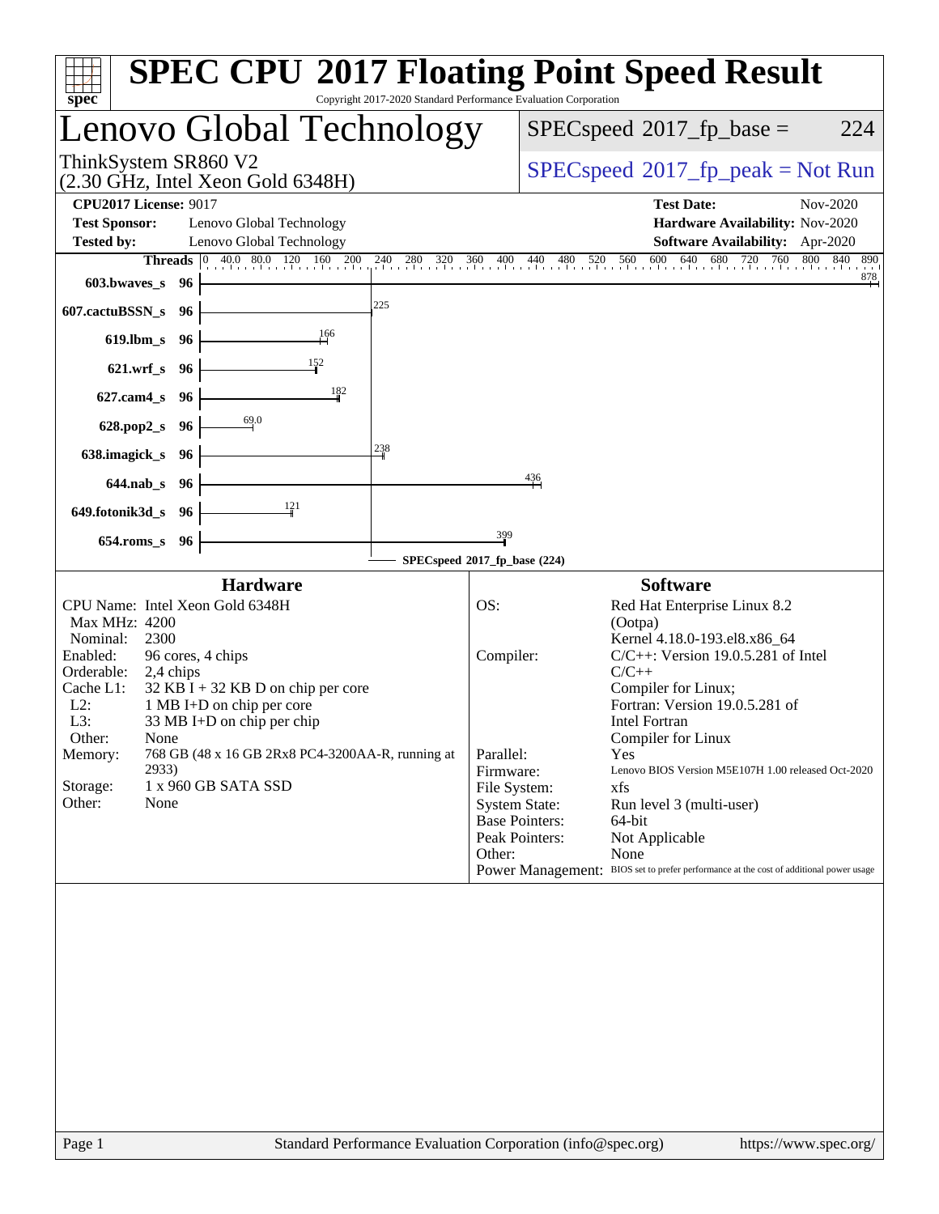# SPEC CPU 2017 Floating Point Speed Result

Copyright 2017-2020 Standard Performance Evaluation Corporation

## Lenovo Global Technology

ThinkSystem SR860 V2
(2.30 GHz, Intel Xeon Gold 6348H)

SPECspeed 2017_fp_base = 224

SPECspeed 2017_fp_peak = Not Run

| | | | |
|---|---|---|---|
| **CPU2017 License:** | 9017 | **Test Date:** | Nov-2020 |
| **Test Sponsor:** | Lenovo Global Technology | **Hardware Availability:** | Nov-2020 |
| **Tested by:** | Lenovo Global Technology | **Software Availability:** | Apr-2020 |

| Benchmark | Threads | Base Ratio |
|---|---|---|
| 603.bwaves_s | 96 | 878 |
| 607.cactuBSSN_s | 96 | 225 |
| 619.lbm_s | 96 | 166 |
| 621.wrf_s | 96 | 152 |
| 627.cam4_s | 96 | 182 |
| 628.pop2_s | 96 | 69.0 |
| 638.imagick_s | 96 | 238 |
| 644.nab_s | 96 | 436 |
| 649.fotonik3d_s | 96 | 121 |
| 654.roms_s | 96 | 399 |

SPECspeed 2017_fp_base (224)

### Hardware

| | |
|---|---|
| CPU Name: | Intel Xeon Gold 6348H |
| Max MHz: | 4200 |
| Nominal: | 2300 |
| Enabled: | 96 cores, 4 chips |
| Orderable: | 2,4 chips |
| Cache L1: | 32 KB I + 32 KB D on chip per core |
| L2: | 1 MB I+D on chip per core |
| L3: | 33 MB I+D on chip per chip |
| Other: | None |
| Memory: | 768 GB (48 x 16 GB 2Rx8 PC4-3200AA-R, running at 2933) |
| Storage: | 1 x 960 GB SATA SSD |
| Other: | None |

### Software

| | |
|---|---|
| OS: | Red Hat Enterprise Linux 8.2 (Ootpa) Kernel 4.18.0-193.el8.x86_64 |
| Compiler: | C/C++: Version 19.0.5.281 of Intel C/C++ Compiler for Linux; Fortran: Version 19.0.5.281 of Intel Fortran Compiler for Linux |
| Parallel: | Yes |
| Firmware: | Lenovo BIOS Version M5E107H 1.00 released Oct-2020 |
| File System: | xfs |
| System State: | Run level 3 (multi-user) |
| Base Pointers: | 64-bit |
| Peak Pointers: | Not Applicable |
| Other: | None |
| Power Management: | BIOS set to prefer performance at the cost of additional power usage |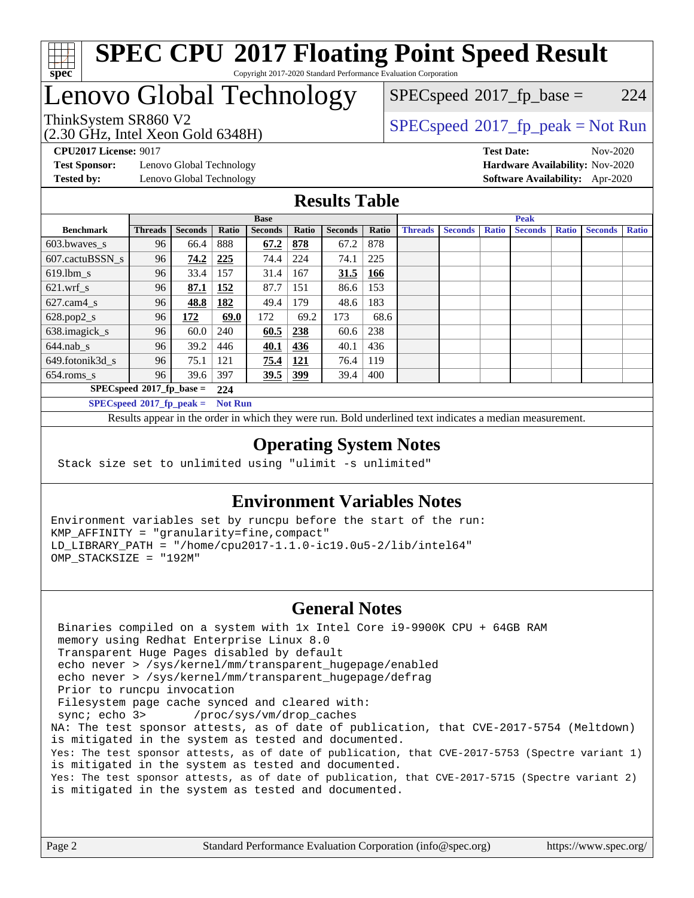# SPEC CPU 2017 Floating Point Speed Result

Copyright 2017-2020 Standard Performance Evaluation Corporation

# Lenovo Global Technology

ThinkSystem SR860 V2
(2.30 GHz, Intel Xeon Gold 6348H)

SPECspeed 2017_fp_base = 224

SPECspeed 2017_fp_peak = Not Run

**CPU2017 License:** 9017
**Test Sponsor:** Lenovo Global Technology
**Tested by:** Lenovo Global Technology

**Test Date:** Nov-2020
**Hardware Availability:** Nov-2020
**Software Availability:** Apr-2020

## Results Table

| | Base | | | | | | | Peak | | | | | | |
|---|---|---|---|---|---|---|---|---|---|---|---|---|---|---|
| **Benchmark** | **Threads** | **Seconds** | **Ratio** | **Seconds** | **Ratio** | **Seconds** | **Ratio** | **Threads** | **Seconds** | **Ratio** | **Seconds** | **Ratio** | **Seconds** | **Ratio** |
| 603.bwaves_s | 96 | 66.4 | 888 | **67.2** | **878** | 67.2 | 878 | | | | | | | |
| 607.cactuBSSN_s | 96 | **74.2** | **225** | 74.4 | 224 | 74.1 | 225 | | | | | | | |
| 619.lbm_s | 96 | 33.4 | 157 | 31.4 | 167 | **31.5** | **166** | | | | | | | |
| 621.wrf_s | 96 | **87.1** | **152** | 87.7 | 151 | 86.6 | 153 | | | | | | | |
| 627.cam4_s | 96 | **48.8** | **182** | 49.4 | 179 | 48.6 | 183 | | | | | | | |
| 628.pop2_s | 96 | **172** | **69.0** | 172 | 69.2 | 173 | 68.6 | | | | | | | |
| 638.imagick_s | 96 | 60.0 | 240 | **60.5** | **238** | 60.6 | 238 | | | | | | | |
| 644.nab_s | 96 | 39.2 | 446 | **40.1** | **436** | 40.1 | 436 | | | | | | | |
| 649.fotonik3d_s | 96 | 75.1 | 121 | **75.4** | **121** | 76.4 | 119 | | | | | | | |
| 654.roms_s | 96 | 39.6 | 397 | **39.5** | **399** | 39.4 | 400 | | | | | | | |

**SPECspeed 2017_fp_base = 224**

**SPECspeed 2017_fp_peak = Not Run**

Results appear in the order in which they were run. Bold underlined text indicates a median measurement.

## Operating System Notes

```
Stack size set to unlimited using "ulimit -s unlimited"
```

## Environment Variables Notes

```
Environment variables set by runcpu before the start of the run:
KMP_AFFINITY = "granularity=fine,compact"
LD_LIBRARY_PATH = "/home/cpu2017-1.1.0-ic19.0u5-2/lib/intel64"
OMP_STACKSIZE = "192M"
```

## General Notes

```
 Binaries compiled on a system with 1x Intel Core i9-9900K CPU + 64GB RAM
 memory using Redhat Enterprise Linux 8.0
 Transparent Huge Pages disabled by default
 echo never > /sys/kernel/mm/transparent_hugepage/enabled
 echo never > /sys/kernel/mm/transparent_hugepage/defrag
 Prior to runcpu invocation
 Filesystem page cache synced and cleared with:
 sync; echo 3>       /proc/sys/vm/drop_caches
NA: The test sponsor attests, as of date of publication, that CVE-2017-5754 (Meltdown)
is mitigated in the system as tested and documented.
Yes: The test sponsor attests, as of date of publication, that CVE-2017-5753 (Spectre variant 1)
is mitigated in the system as tested and documented.
Yes: The test sponsor attests, as of date of publication, that CVE-2017-5715 (Spectre variant 2)
is mitigated in the system as tested and documented.
```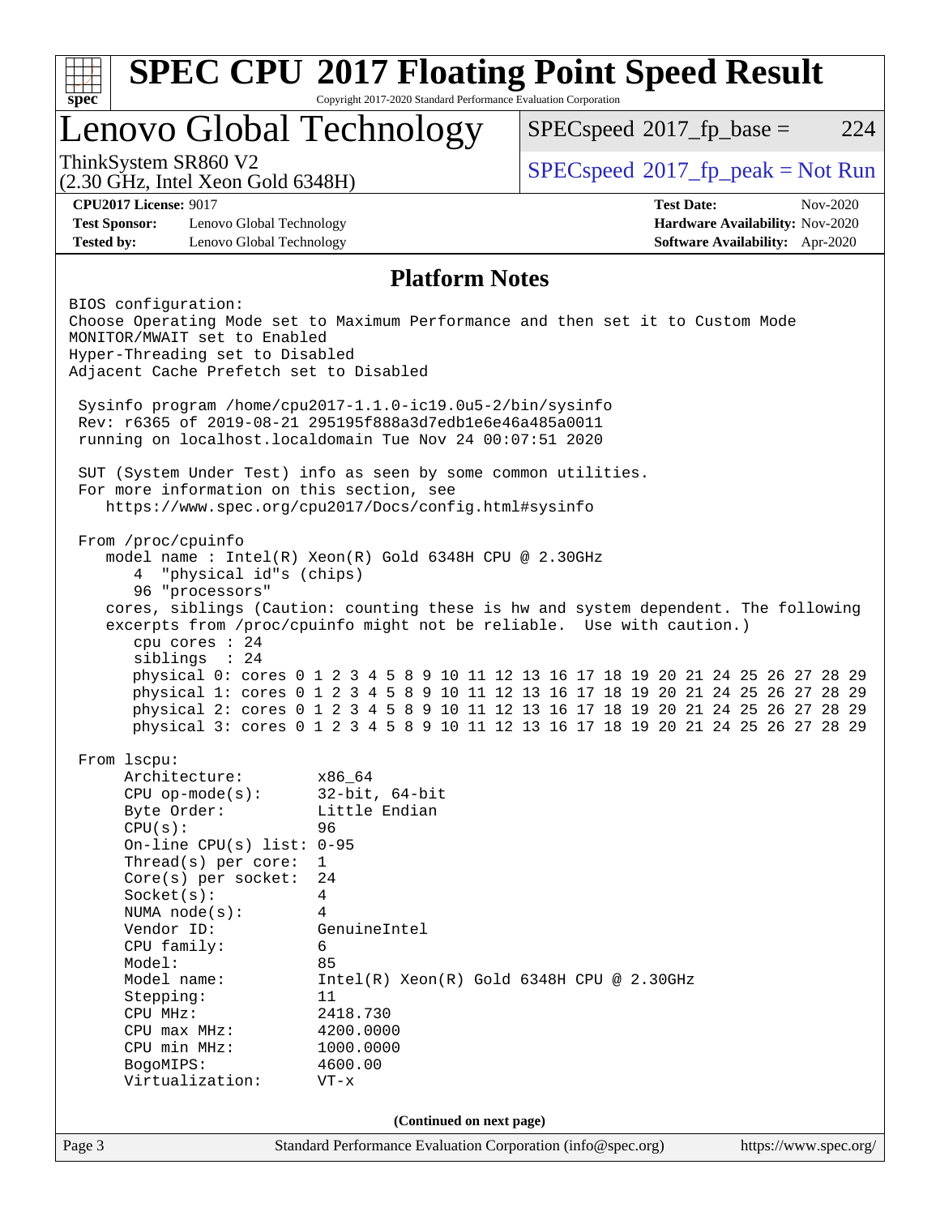# SPEC CPU 2017 Floating Point Speed Result

Copyright 2017-2020 Standard Performance Evaluation Corporation

## Lenovo Global Technology

ThinkSystem SR860 V2
(2.30 GHz, Intel Xeon Gold 6348H)

SPECspeed 2017_fp_base = 224

SPECspeed 2017_fp_peak = Not Run

**CPU2017 License:** 9017
**Test Sponsor:** Lenovo Global Technology
**Tested by:** Lenovo Global Technology

**Test Date:** Nov-2020
**Hardware Availability:** Nov-2020
**Software Availability:** Apr-2020

## Platform Notes

```
BIOS configuration:
Choose Operating Mode set to Maximum Performance and then set it to Custom Mode
MONITOR/MWAIT set to Enabled
Hyper-Threading set to Disabled
Adjacent Cache Prefetch set to Disabled

 Sysinfo program /home/cpu2017-1.1.0-ic19.0u5-2/bin/sysinfo
 Rev: r6365 of 2019-08-21 295195f888a3d7edb1e6e46a485a0011
 running on localhost.localdomain Tue Nov 24 00:07:51 2020

 SUT (System Under Test) info as seen by some common utilities.
 For more information on this section, see
    https://www.spec.org/cpu2017/Docs/config.html#sysinfo

 From /proc/cpuinfo
    model name : Intel(R) Xeon(R) Gold 6348H CPU @ 2.30GHz
       4  "physical id"s (chips)
       96 "processors"
    cores, siblings (Caution: counting these is hw and system dependent. The following
    excerpts from /proc/cpuinfo might not be reliable.  Use with caution.)
       cpu cores : 24
       siblings  : 24
       physical 0: cores 0 1 2 3 4 5 8 9 10 11 12 13 16 17 18 19 20 21 24 25 26 27 28 29
       physical 1: cores 0 1 2 3 4 5 8 9 10 11 12 13 16 17 18 19 20 21 24 25 26 27 28 29
       physical 2: cores 0 1 2 3 4 5 8 9 10 11 12 13 16 17 18 19 20 21 24 25 26 27 28 29
       physical 3: cores 0 1 2 3 4 5 8 9 10 11 12 13 16 17 18 19 20 21 24 25 26 27 28 29

 From lscpu:
      Architecture:        x86_64
      CPU op-mode(s):      32-bit, 64-bit
      Byte Order:          Little Endian
      CPU(s):              96
      On-line CPU(s) list: 0-95
      Thread(s) per core:  1
      Core(s) per socket:  24
      Socket(s):           4
      NUMA node(s):        4
      Vendor ID:           GenuineIntel
      CPU family:          6
      Model:               85
      Model name:          Intel(R) Xeon(R) Gold 6348H CPU @ 2.30GHz
      Stepping:            11
      CPU MHz:             2418.730
      CPU max MHz:         4200.0000
      CPU min MHz:         1000.0000
      BogoMIPS:            4600.00
      Virtualization:      VT-x
```

(Continued on next page)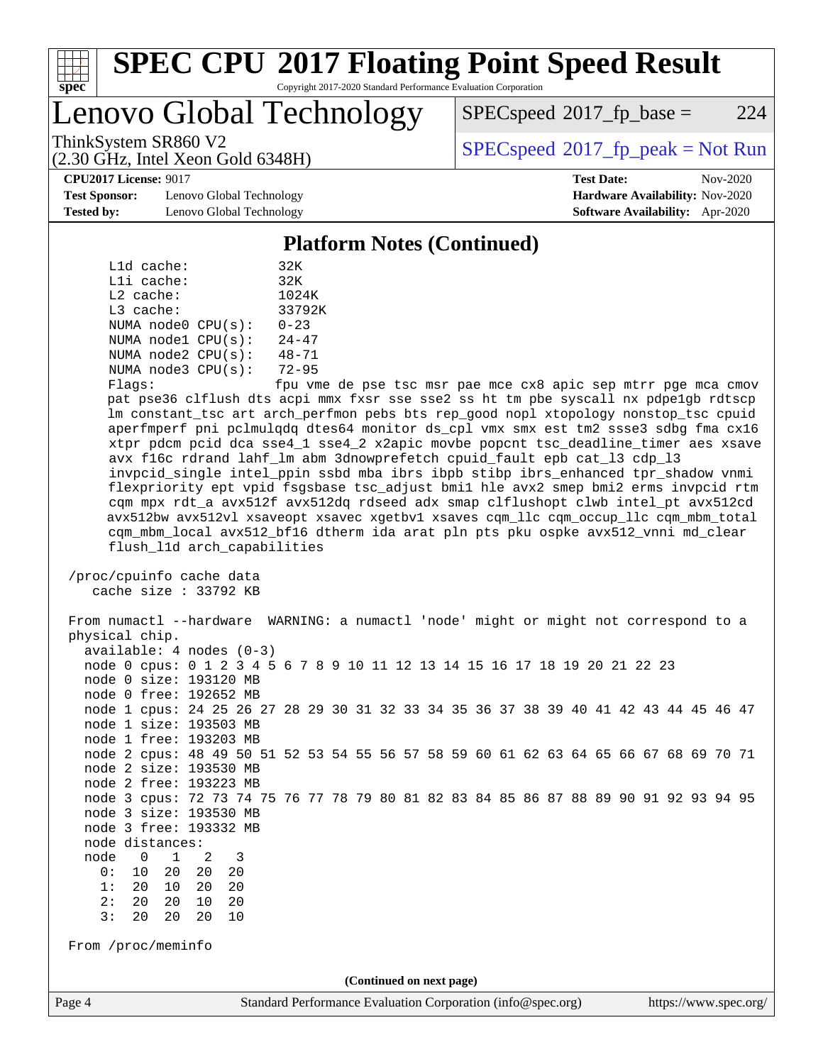## Platform Notes (Continued)

```
     L1d cache:             32K
     L1i cache:             32K
     L2 cache:              1024K
     L3 cache:              33792K
     NUMA node0 CPU(s):     0-23
     NUMA node1 CPU(s):     24-47
     NUMA node2 CPU(s):     48-71
     NUMA node3 CPU(s):     72-95
     Flags:                 fpu vme de pse tsc msr pae mce cx8 apic sep mtrr pge mca cmov
     pat pse36 clflush dts acpi mmx fxsr sse sse2 ss ht tm pbe syscall nx pdpe1gb rdtscp
     lm constant_tsc art arch_perfmon pebs bts rep_good nopl xtopology nonstop_tsc cpuid
     aperfmperf pni pclmulqdq dtes64 monitor ds_cpl vmx smx est tm2 ssse3 sdbg fma cx16
     xtpr pdcm pcid dca sse4_1 sse4_2 x2apic movbe popcnt tsc_deadline_timer aes xsave
     avx f16c rdrand lahf_lm abm 3dnowprefetch cpuid_fault epb cat_l3 cdp_l3
     invpcid_single intel_ppin ssbd mba ibrs ibpb stibp ibrs_enhanced tpr_shadow vnmi
     flexpriority ept vpid fsgsbase tsc_adjust bmi1 hle avx2 smep bmi2 erms invpcid rtm
     cqm mpx rdt_a avx512f avx512dq rdseed adx smap clflushopt clwb intel_pt avx512cd
     avx512bw avx512vl xsaveopt xsavec xgetbv1 xsaves cqm_llc cqm_occup_llc cqm_mbm_total
     cqm_mbm_local avx512_bf16 dtherm ida arat pln pts pku ospke avx512_vnni md_clear
     flush_l1d arch_capabilities

 /proc/cpuinfo cache data
    cache size : 33792 KB

 From numactl --hardware  WARNING: a numactl 'node' might or might not correspond to a
 physical chip.
   available: 4 nodes (0-3)
   node 0 cpus: 0 1 2 3 4 5 6 7 8 9 10 11 12 13 14 15 16 17 18 19 20 21 22 23
   node 0 size: 193120 MB
   node 0 free: 192652 MB
   node 1 cpus: 24 25 26 27 28 29 30 31 32 33 34 35 36 37 38 39 40 41 42 43 44 45 46 47
   node 1 size: 193503 MB
   node 1 free: 193203 MB
   node 2 cpus: 48 49 50 51 52 53 54 55 56 57 58 59 60 61 62 63 64 65 66 67 68 69 70 71
   node 2 size: 193530 MB
   node 2 free: 193223 MB
   node 3 cpus: 72 73 74 75 76 77 78 79 80 81 82 83 84 85 86 87 88 89 90 91 92 93 94 95
   node 3 size: 193530 MB
   node 3 free: 193332 MB
   node distances:
   node   0   1   2   3
     0:  10  20  20  20
     1:  20  10  20  20
     2:  20  20  10  20
     3:  20  20  20  10

 From /proc/meminfo
```

(Continued on next page)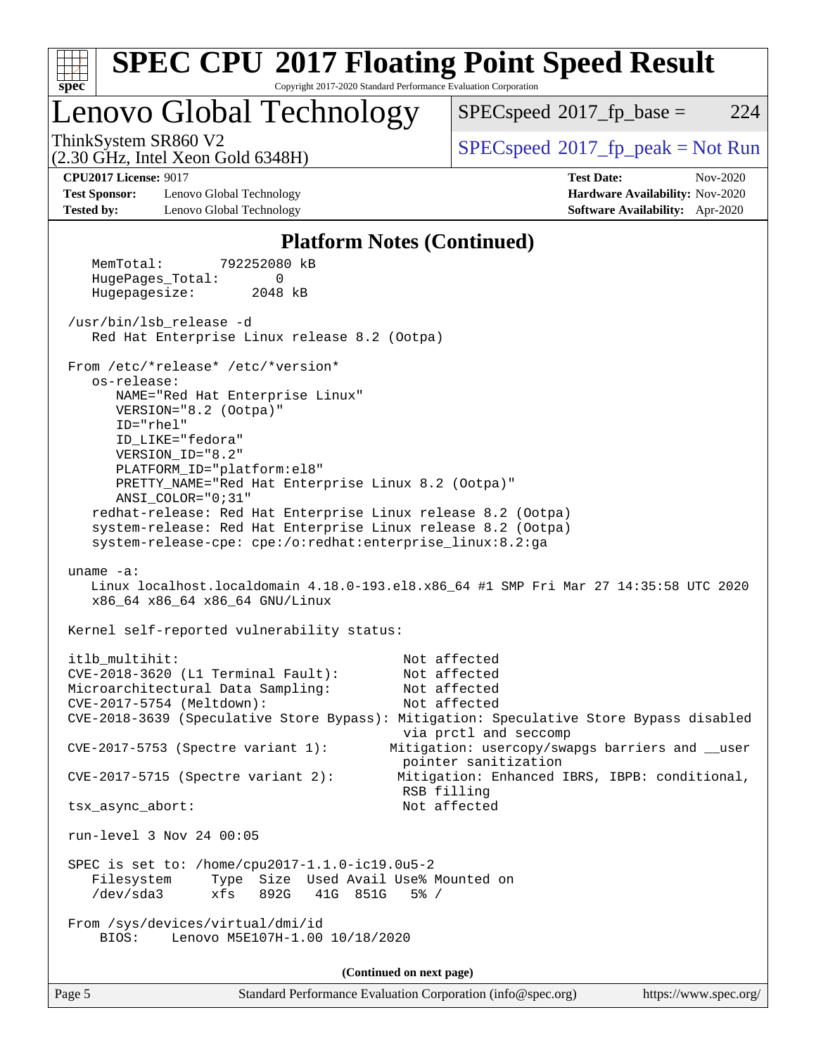# SPEC CPU 2017 Floating Point Speed Result

Copyright 2017-2020 Standard Performance Evaluation Corporation

## Lenovo Global Technology

ThinkSystem SR860 V2
(2.30 GHz, Intel Xeon Gold 6348H)

SPECspeed 2017_fp_base = 224

SPECspeed 2017_fp_peak = Not Run

**CPU2017 License:** 9017
**Test Sponsor:** Lenovo Global Technology
**Tested by:** Lenovo Global Technology

**Test Date:** Nov-2020
**Hardware Availability:** Nov-2020
**Software Availability:** Apr-2020

### Platform Notes (Continued)

```
    MemTotal:       792252080 kB
    HugePages_Total:       0
    Hugepagesize:       2048 kB

 /usr/bin/lsb_release -d
    Red Hat Enterprise Linux release 8.2 (Ootpa)

 From /etc/*release* /etc/*version*
    os-release:
       NAME="Red Hat Enterprise Linux"
       VERSION="8.2 (Ootpa)"
       ID="rhel"
       ID_LIKE="fedora"
       VERSION_ID="8.2"
       PLATFORM_ID="platform:el8"
       PRETTY_NAME="Red Hat Enterprise Linux 8.2 (Ootpa)"
       ANSI_COLOR="0;31"
    redhat-release: Red Hat Enterprise Linux release 8.2 (Ootpa)
    system-release: Red Hat Enterprise Linux release 8.2 (Ootpa)
    system-release-cpe: cpe:/o:redhat:enterprise_linux:8.2:ga

 uname -a:
    Linux localhost.localdomain 4.18.0-193.el8.x86_64 #1 SMP Fri Mar 27 14:35:58 UTC 2020
    x86_64 x86_64 x86_64 GNU/Linux

 Kernel self-reported vulnerability status:

 itlb_multihit:                             Not affected
 CVE-2018-3620 (L1 Terminal Fault):         Not affected
 Microarchitectural Data Sampling:          Not affected
 CVE-2017-5754 (Meltdown):                  Not affected
 CVE-2018-3639 (Speculative Store Bypass): Mitigation: Speculative Store Bypass disabled
                                            via prctl and seccomp
 CVE-2017-5753 (Spectre variant 1):        Mitigation: usercopy/swapgs barriers and __user
                                            pointer sanitization
 CVE-2017-5715 (Spectre variant 2):        Mitigation: Enhanced IBRS, IBPB: conditional,
                                            RSB filling
 tsx_async_abort:                           Not affected

 run-level 3 Nov 24 00:05

 SPEC is set to: /home/cpu2017-1.1.0-ic19.0u5-2
    Filesystem     Type  Size  Used Avail Use% Mounted on
    /dev/sda3      xfs   892G   41G  851G   5% /

 From /sys/devices/virtual/dmi/id
     BIOS:    Lenovo M5E107H-1.00 10/18/2020
```

(Continued on next page)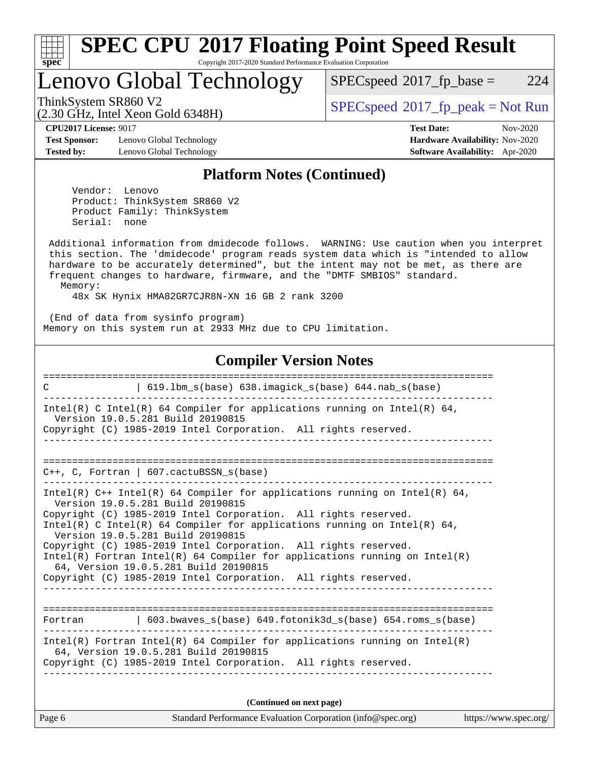# SPEC CPU 2017 Floating Point Speed Result

Copyright 2017-2020 Standard Performance Evaluation Corporation

## Lenovo Global Technology

ThinkSystem SR860 V2
(2.30 GHz, Intel Xeon Gold 6348H)

SPECspeed 2017_fp_base = 224

SPECspeed 2017_fp_peak = Not Run

**CPU2017 License:** 9017
**Test Sponsor:** Lenovo Global Technology
**Tested by:** Lenovo Global Technology

**Test Date:** Nov-2020
**Hardware Availability:** Nov-2020
**Software Availability:** Apr-2020

### Platform Notes (Continued)

```
     Vendor:  Lenovo
     Product: ThinkSystem SR860 V2
     Product Family: ThinkSystem
     Serial:  none

 Additional information from dmidecode follows.  WARNING: Use caution when you interpret
 this section. The 'dmidecode' program reads system data which is "intended to allow
 hardware to be accurately determined", but the intent may not be met, as there are
 frequent changes to hardware, firmware, and the "DMTF SMBIOS" standard.
   Memory:
     48x SK Hynix HMA82GR7CJR8N-XN 16 GB 2 rank 3200

 (End of data from sysinfo program)
Memory on this system run at 2933 MHz due to CPU limitation.
```

### Compiler Version Notes

```
==============================================================================
C              | 619.lbm_s(base) 638.imagick_s(base) 644.nab_s(base)
------------------------------------------------------------------------------
Intel(R) C Intel(R) 64 Compiler for applications running on Intel(R) 64,
  Version 19.0.5.281 Build 20190815
Copyright (C) 1985-2019 Intel Corporation.  All rights reserved.
------------------------------------------------------------------------------

==============================================================================
C++, C, Fortran | 607.cactuBSSN_s(base)
------------------------------------------------------------------------------
Intel(R) C++ Intel(R) 64 Compiler for applications running on Intel(R) 64,
  Version 19.0.5.281 Build 20190815
Copyright (C) 1985-2019 Intel Corporation.  All rights reserved.
Intel(R) C Intel(R) 64 Compiler for applications running on Intel(R) 64,
  Version 19.0.5.281 Build 20190815
Copyright (C) 1985-2019 Intel Corporation.  All rights reserved.
Intel(R) Fortran Intel(R) 64 Compiler for applications running on Intel(R)
  64, Version 19.0.5.281 Build 20190815
Copyright (C) 1985-2019 Intel Corporation.  All rights reserved.
------------------------------------------------------------------------------

==============================================================================
Fortran         | 603.bwaves_s(base) 649.fotonik3d_s(base) 654.roms_s(base)
------------------------------------------------------------------------------
Intel(R) Fortran Intel(R) 64 Compiler for applications running on Intel(R)
  64, Version 19.0.5.281 Build 20190815
Copyright (C) 1985-2019 Intel Corporation.  All rights reserved.
------------------------------------------------------------------------------
```

(Continued on next page)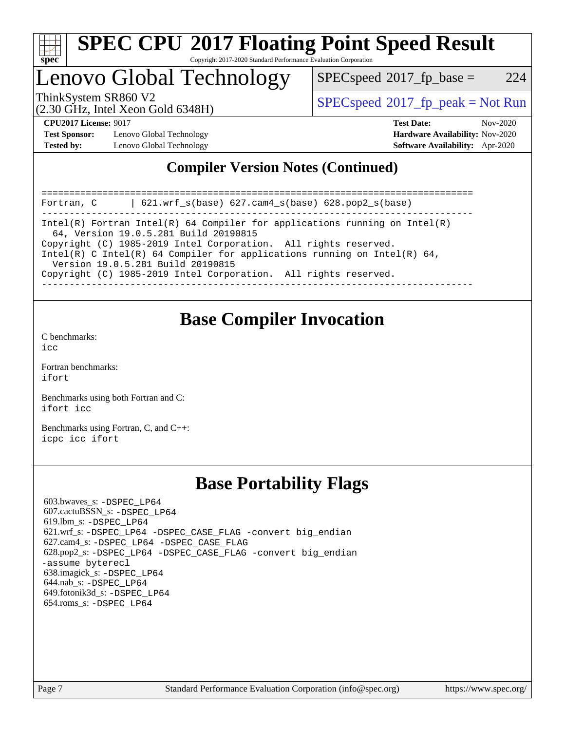## Compiler Version Notes (Continued)

```
==============================================================================
Fortran, C      | 621.wrf_s(base) 627.cam4_s(base) 628.pop2_s(base)
------------------------------------------------------------------------------
Intel(R) Fortran Intel(R) 64 Compiler for applications running on Intel(R)
  64, Version 19.0.5.281 Build 20190815
Copyright (C) 1985-2019 Intel Corporation.  All rights reserved.
Intel(R) C Intel(R) 64 Compiler for applications running on Intel(R) 64,
  Version 19.0.5.281 Build 20190815
Copyright (C) 1985-2019 Intel Corporation.  All rights reserved.
------------------------------------------------------------------------------
```

## Base Compiler Invocation

C benchmarks:
`icc`

Fortran benchmarks:
`ifort`

Benchmarks using both Fortran and C:
`ifort icc`

Benchmarks using Fortran, C, and C++:
`icpc icc ifort`

## Base Portability Flags

603.bwaves_s: `-DSPEC_LP64`
607.cactuBSSN_s: `-DSPEC_LP64`
619.lbm_s: `-DSPEC_LP64`
621.wrf_s: `-DSPEC_LP64 -DSPEC_CASE_FLAG -convert big_endian`
627.cam4_s: `-DSPEC_LP64 -DSPEC_CASE_FLAG`
628.pop2_s: `-DSPEC_LP64 -DSPEC_CASE_FLAG -convert big_endian -assume byterecl`
638.imagick_s: `-DSPEC_LP64`
644.nab_s: `-DSPEC_LP64`
649.fotonik3d_s: `-DSPEC_LP64`
654.roms_s: `-DSPEC_LP64`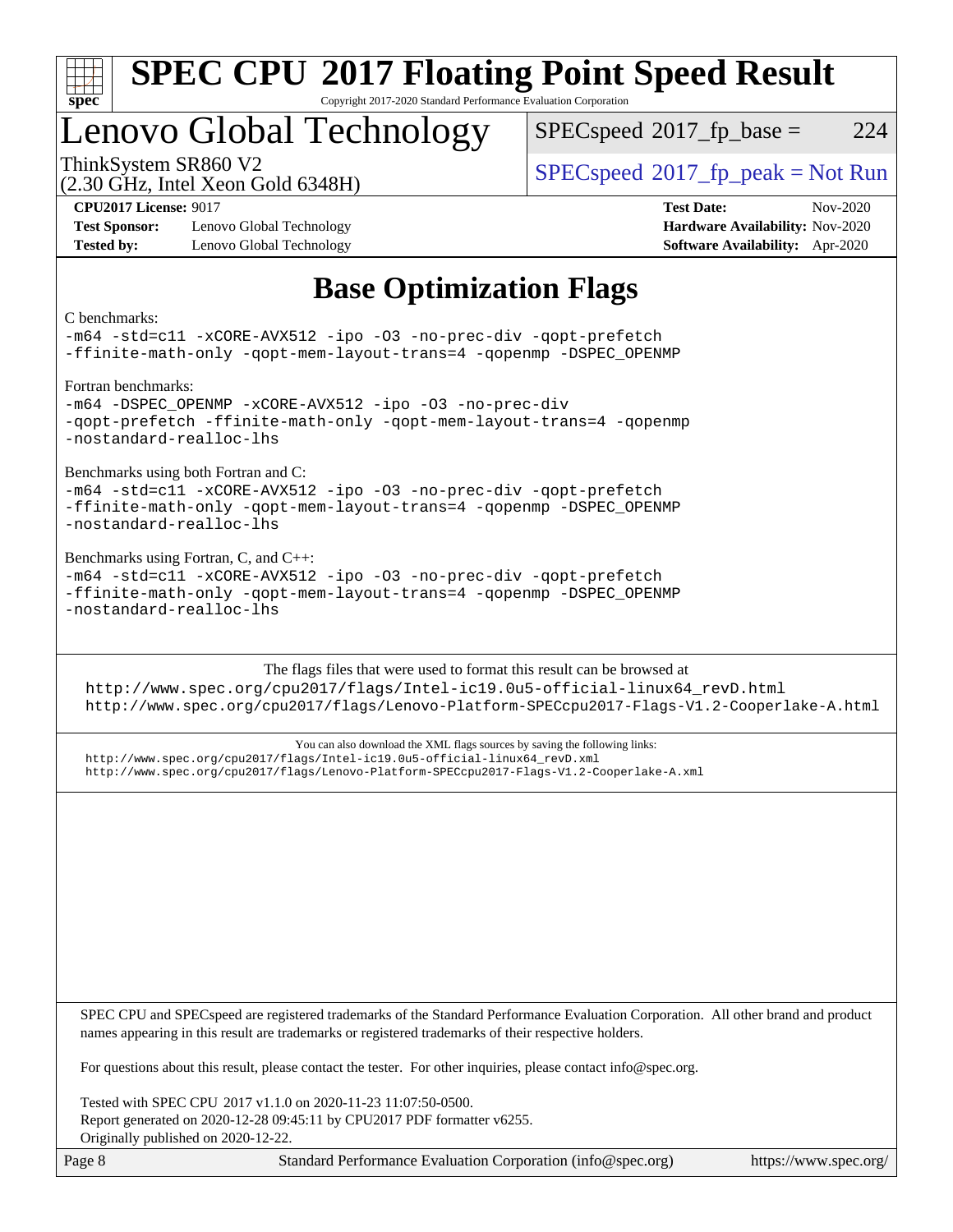# SPEC CPU 2017 Floating Point Speed Result

Copyright 2017-2020 Standard Performance Evaluation Corporation

## Lenovo Global Technology

ThinkSystem SR860 V2
(2.30 GHz, Intel Xeon Gold 6348H)

SPECspeed 2017_fp_base = 224

SPECspeed 2017_fp_peak = Not Run

**CPU2017 License:** 9017
**Test Sponsor:** Lenovo Global Technology
**Tested by:** Lenovo Global Technology

**Test Date:** Nov-2020
**Hardware Availability:** Nov-2020
**Software Availability:** Apr-2020

## Base Optimization Flags

C benchmarks:

```
-m64 -std=c11 -xCORE-AVX512 -ipo -O3 -no-prec-div -qopt-prefetch
-ffinite-math-only -qopt-mem-layout-trans=4 -qopenmp -DSPEC_OPENMP
```

Fortran benchmarks:

```
-m64 -DSPEC_OPENMP -xCORE-AVX512 -ipo -O3 -no-prec-div
-qopt-prefetch -ffinite-math-only -qopt-mem-layout-trans=4 -qopenmp
-nostandard-realloc-lhs
```

Benchmarks using both Fortran and C:

```
-m64 -std=c11 -xCORE-AVX512 -ipo -O3 -no-prec-div -qopt-prefetch
-ffinite-math-only -qopt-mem-layout-trans=4 -qopenmp -DSPEC_OPENMP
-nostandard-realloc-lhs
```

Benchmarks using Fortran, C, and C++:

```
-m64 -std=c11 -xCORE-AVX512 -ipo -O3 -no-prec-div -qopt-prefetch
-ffinite-math-only -qopt-mem-layout-trans=4 -qopenmp -DSPEC_OPENMP
-nostandard-realloc-lhs
```

The flags files that were used to format this result can be browsed at
http://www.spec.org/cpu2017/flags/Intel-ic19.0u5-official-linux64_revD.html
http://www.spec.org/cpu2017/flags/Lenovo-Platform-SPECcpu2017-Flags-V1.2-Cooperlake-A.html

You can also download the XML flags sources by saving the following links:
http://www.spec.org/cpu2017/flags/Intel-ic19.0u5-official-linux64_revD.xml
http://www.spec.org/cpu2017/flags/Lenovo-Platform-SPECcpu2017-Flags-V1.2-Cooperlake-A.xml

SPEC CPU and SPECspeed are registered trademarks of the Standard Performance Evaluation Corporation. All other brand and product names appearing in this result are trademarks or registered trademarks of their respective holders.

For questions about this result, please contact the tester. For other inquiries, please contact info@spec.org.

Tested with SPEC CPU 2017 v1.1.0 on 2020-11-23 11:07:50-0500.
Report generated on 2020-12-28 09:45:11 by CPU2017 PDF formatter v6255.
Originally published on 2020-12-22.